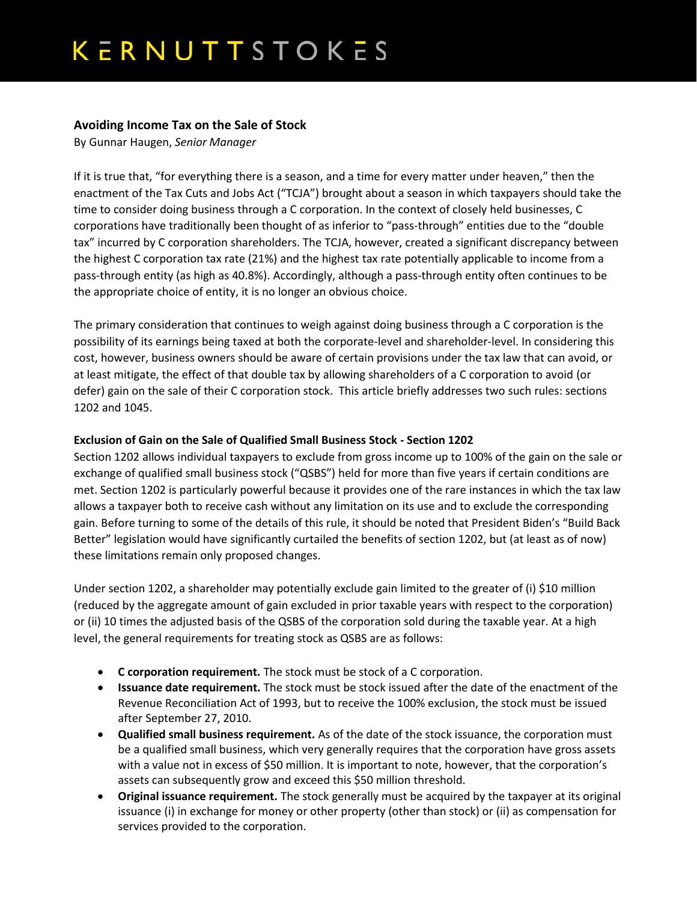# KERNUTTSTOKES

## Avoiding Income Tax on the Sale of Stock

By Gunnar Haugen, *Senior Manager*

If it is true that, "for everything there is a season, and a time for every matter under heaven," then the enactment of the Tax Cuts and Jobs Act ("TCJA") brought about a season in which taxpayers should take the time to consider doing business through a C corporation. In the context of closely held businesses, C corporations have traditionally been thought of as inferior to "pass-through" entities due to the "double tax" incurred by C corporation shareholders. The TCJA, however, created a significant discrepancy between the highest C corporation tax rate (21%) and the highest tax rate potentially applicable to income from a pass-through entity (as high as 40.8%). Accordingly, although a pass-through entity often continues to be the appropriate choice of entity, it is no longer an obvious choice.

The primary consideration that continues to weigh against doing business through a C corporation is the possibility of its earnings being taxed at both the corporate-level and shareholder-level. In considering this cost, however, business owners should be aware of certain provisions under the tax law that can avoid, or at least mitigate, the effect of that double tax by allowing shareholders of a C corporation to avoid (or defer) gain on the sale of their C corporation stock. This article briefly addresses two such rules: sections 1202 and 1045.

### Exclusion of Gain on the Sale of Qualified Small Business Stock - Section 1202

Section 1202 allows individual taxpayers to exclude from gross income up to 100% of the gain on the sale or exchange of qualified small business stock ("QSBS") held for more than five years if certain conditions are met. Section 1202 is particularly powerful because it provides one of the rare instances in which the tax law allows a taxpayer both to receive cash without any limitation on its use and to exclude the corresponding gain. Before turning to some of the details of this rule, it should be noted that President Biden's "Build Back Better" legislation would have significantly curtailed the benefits of section 1202, but (at least as of now) these limitations remain only proposed changes.

Under section 1202, a shareholder may potentially exclude gain limited to the greater of (i) $10 million (reduced by the aggregate amount of gain excluded in prior taxable years with respect to the corporation) or (ii) 10 times the adjusted basis of the QSBS of the corporation sold during the taxable year. At a high level, the general requirements for treating stock as QSBS are as follows:

- **C corporation requirement.** The stock must be stock of a C corporation.
- **Issuance date requirement.** The stock must be stock issued after the date of the enactment of the Revenue Reconciliation Act of 1993, but to receive the 100% exclusion, the stock must be issued after September 27, 2010.
- **Qualified small business requirement.** As of the date of the stock issuance, the corporation must be a qualified small business, which very generally requires that the corporation have gross assets with a value not in excess of $50 million. It is important to note, however, that the corporation's assets can subsequently grow and exceed this $50 million threshold.
- **Original issuance requirement.** The stock generally must be acquired by the taxpayer at its original issuance (i) in exchange for money or other property (other than stock) or (ii) as compensation for services provided to the corporation.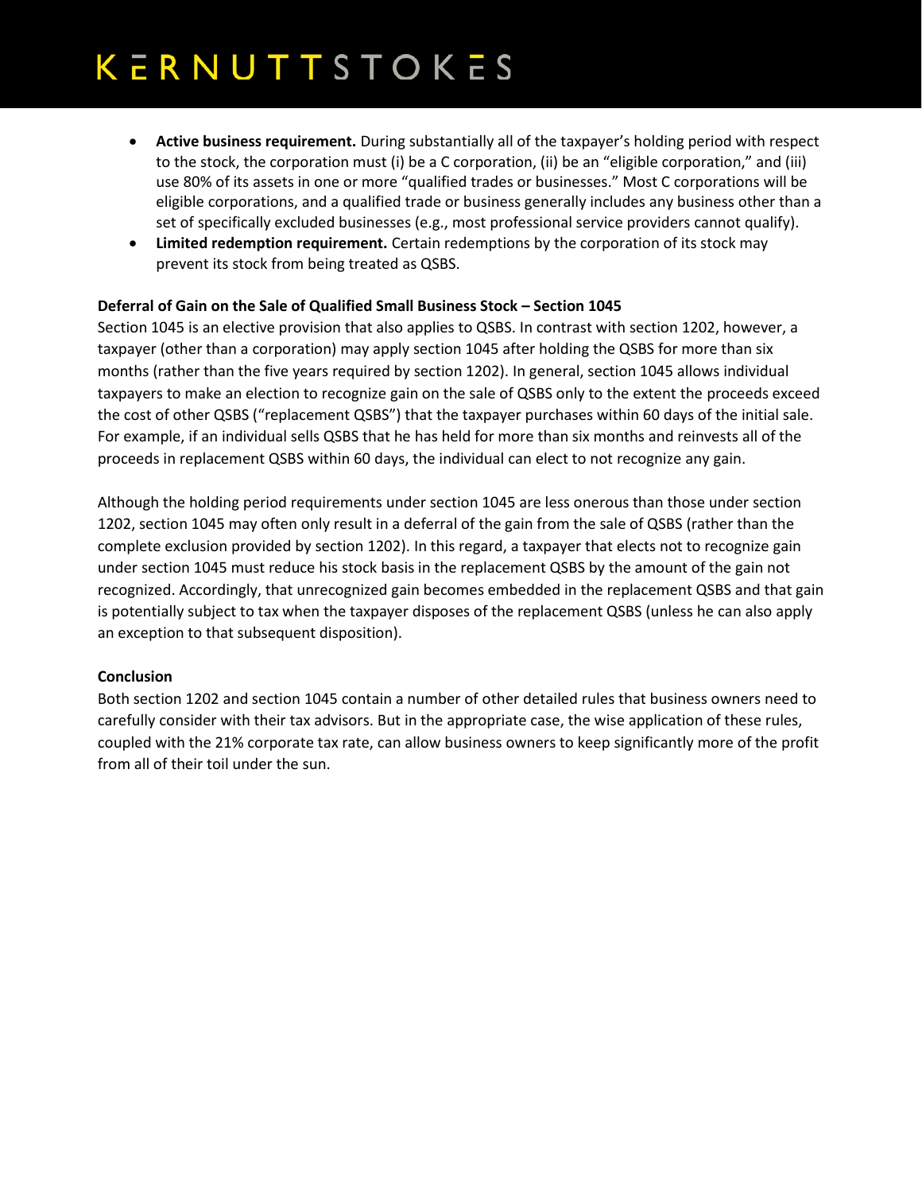- **Active business requirement.** During substantially all of the taxpayer's holding period with respect to the stock, the corporation must (i) be a C corporation, (ii) be an "eligible corporation," and (iii) use 80% of its assets in one or more "qualified trades or businesses." Most C corporations will be eligible corporations, and a qualified trade or business generally includes any business other than a set of specifically excluded businesses (e.g., most professional service providers cannot qualify).
- **Limited redemption requirement.** Certain redemptions by the corporation of its stock may prevent its stock from being treated as QSBS.

**Deferral of Gain on the Sale of Qualified Small Business Stock – Section 1045**

Section 1045 is an elective provision that also applies to QSBS. In contrast with section 1202, however, a taxpayer (other than a corporation) may apply section 1045 after holding the QSBS for more than six months (rather than the five years required by section 1202). In general, section 1045 allows individual taxpayers to make an election to recognize gain on the sale of QSBS only to the extent the proceeds exceed the cost of other QSBS ("replacement QSBS") that the taxpayer purchases within 60 days of the initial sale. For example, if an individual sells QSBS that he has held for more than six months and reinvests all of the proceeds in replacement QSBS within 60 days, the individual can elect to not recognize any gain.

Although the holding period requirements under section 1045 are less onerous than those under section 1202, section 1045 may often only result in a deferral of the gain from the sale of QSBS (rather than the complete exclusion provided by section 1202). In this regard, a taxpayer that elects not to recognize gain under section 1045 must reduce his stock basis in the replacement QSBS by the amount of the gain not recognized. Accordingly, that unrecognized gain becomes embedded in the replacement QSBS and that gain is potentially subject to tax when the taxpayer disposes of the replacement QSBS (unless he can also apply an exception to that subsequent disposition).

**Conclusion**

Both section 1202 and section 1045 contain a number of other detailed rules that business owners need to carefully consider with their tax advisors. But in the appropriate case, the wise application of these rules, coupled with the 21% corporate tax rate, can allow business owners to keep significantly more of the profit from all of their toil under the sun.